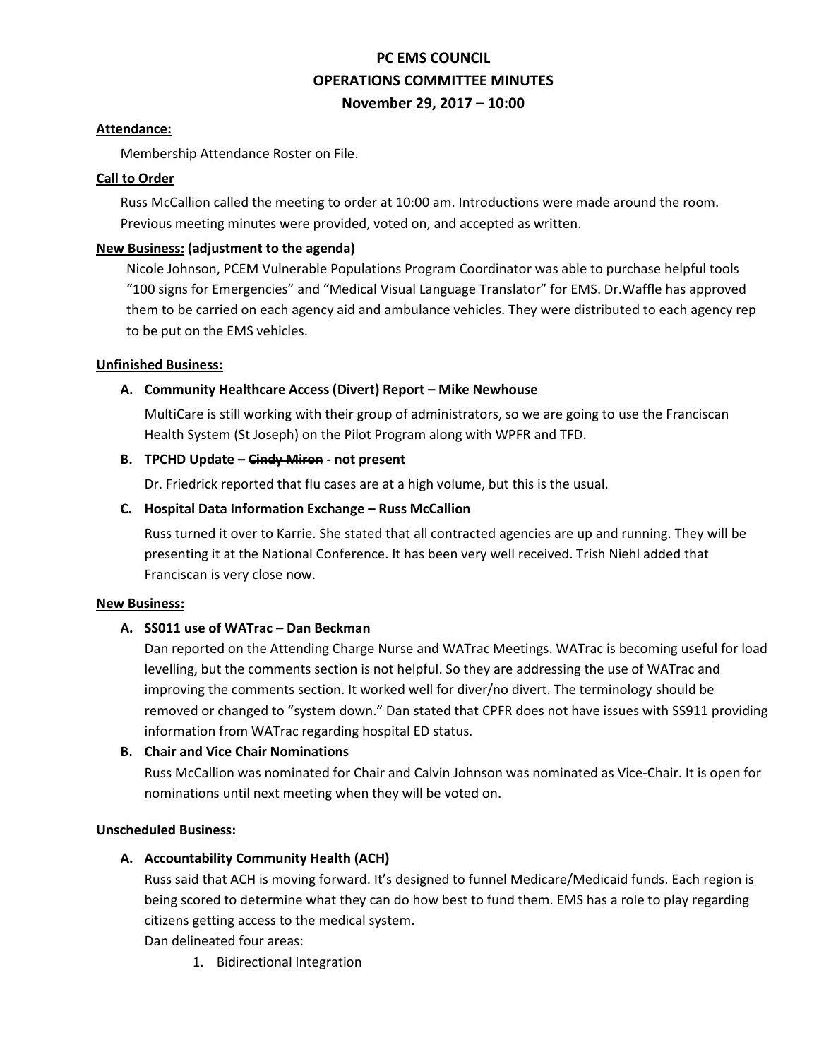# PC EMS COUNCIL
## OPERATIONS COMMITTEE MINUTES
### November 29, 2017 – 10:00

**Attendance:**

Membership Attendance Roster on File.

**Call to Order**

Russ McCallion called the meeting to order at 10:00 am. Introductions were made around the room. Previous meeting minutes were provided, voted on, and accepted as written.

**New Business: (adjustment to the agenda)**

Nicole Johnson, PCEM Vulnerable Populations Program Coordinator was able to purchase helpful tools "100 signs for Emergencies" and "Medical Visual Language Translator" for EMS. Dr.Waffle has approved them to be carried on each agency aid and ambulance vehicles. They were distributed to each agency rep to be put on the EMS vehicles.

**Unfinished Business:**

**A. Community Healthcare Access (Divert) Report – Mike Newhouse**

MultiCare is still working with their group of administrators, so we are going to use the Franciscan Health System (St Joseph) on the Pilot Program along with WPFR and TFD.

**B. TPCHD Update – ~~Cindy Miron~~ - not present**

Dr. Friedrick reported that flu cases are at a high volume, but this is the usual.

**C. Hospital Data Information Exchange – Russ McCallion**

Russ turned it over to Karrie. She stated that all contracted agencies are up and running. They will be presenting it at the National Conference. It has been very well received. Trish Niehl added that Franciscan is very close now.

**New Business:**

**A. SS011 use of WATrac – Dan Beckman**

Dan reported on the Attending Charge Nurse and WATrac Meetings. WATrac is becoming useful for load levelling, but the comments section is not helpful. So they are addressing the use of WATrac and improving the comments section. It worked well for diver/no divert. The terminology should be removed or changed to "system down." Dan stated that CPFR does not have issues with SS911 providing information from WATrac regarding hospital ED status.

**B. Chair and Vice Chair Nominations**

Russ McCallion was nominated for Chair and Calvin Johnson was nominated as Vice-Chair. It is open for nominations until next meeting when they will be voted on.

**Unscheduled Business:**

**A. Accountability Community Health (ACH)**

Russ said that ACH is moving forward. It's designed to funnel Medicare/Medicaid funds. Each region is being scored to determine what they can do how best to fund them. EMS has a role to play regarding citizens getting access to the medical system.

Dan delineated four areas:

1. Bidirectional Integration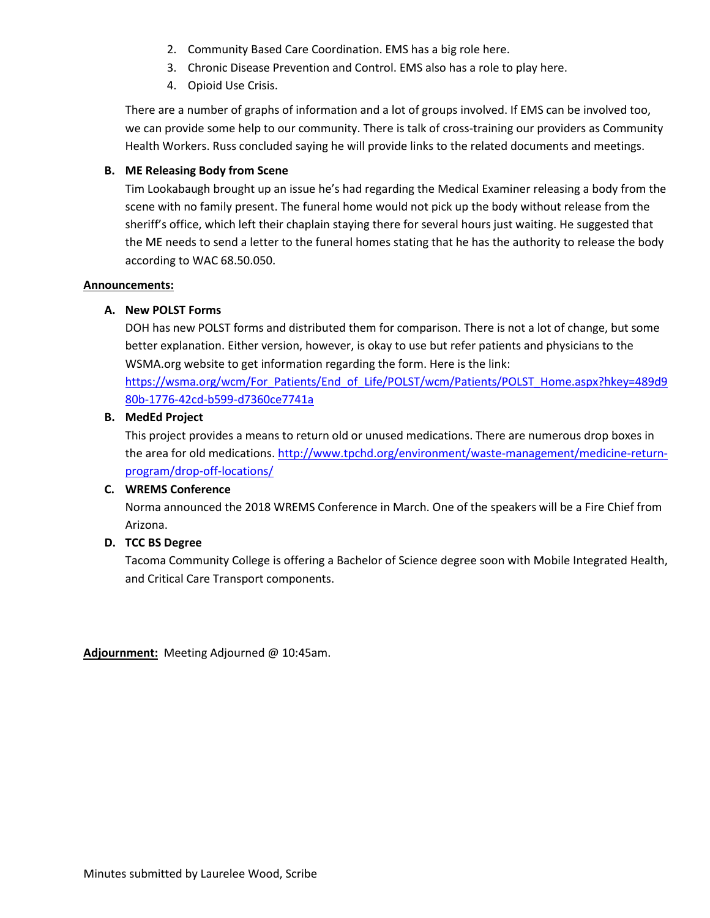2. Community Based Care Coordination. EMS has a big role here.
3. Chronic Disease Prevention and Control. EMS also has a role to play here.
4. Opioid Use Crisis.

There are a number of graphs of information and a lot of groups involved. If EMS can be involved too, we can provide some help to our community. There is talk of cross-training our providers as Community Health Workers. Russ concluded saying he will provide links to the related documents and meetings.

**B. ME Releasing Body from Scene**

Tim Lookabaugh brought up an issue he's had regarding the Medical Examiner releasing a body from the scene with no family present. The funeral home would not pick up the body without release from the sheriff's office, which left their chaplain staying there for several hours just waiting. He suggested that the ME needs to send a letter to the funeral homes stating that he has the authority to release the body according to WAC 68.50.050.

**Announcements:**

**A. New POLST Forms**

DOH has new POLST forms and distributed them for comparison. There is not a lot of change, but some better explanation. Either version, however, is okay to use but refer patients and physicians to the WSMA.org website to get information regarding the form. Here is the link: https://wsma.org/wcm/For_Patients/End_of_Life/POLST/wcm/Patients/POLST_Home.aspx?hkey=489d980b-1776-42cd-b599-d7360ce7741a

**B. MedEd Project**

This project provides a means to return old or unused medications. There are numerous drop boxes in the area for old medications. http://www.tpchd.org/environment/waste-management/medicine-return-program/drop-off-locations/

**C. WREMS Conference**

Norma announced the 2018 WREMS Conference in March. One of the speakers will be a Fire Chief from Arizona.

**D. TCC BS Degree**

Tacoma Community College is offering a Bachelor of Science degree soon with Mobile Integrated Health, and Critical Care Transport components.

**Adjournment:** Meeting Adjourned @ 10:45am.

Minutes submitted by Laurelee Wood, Scribe